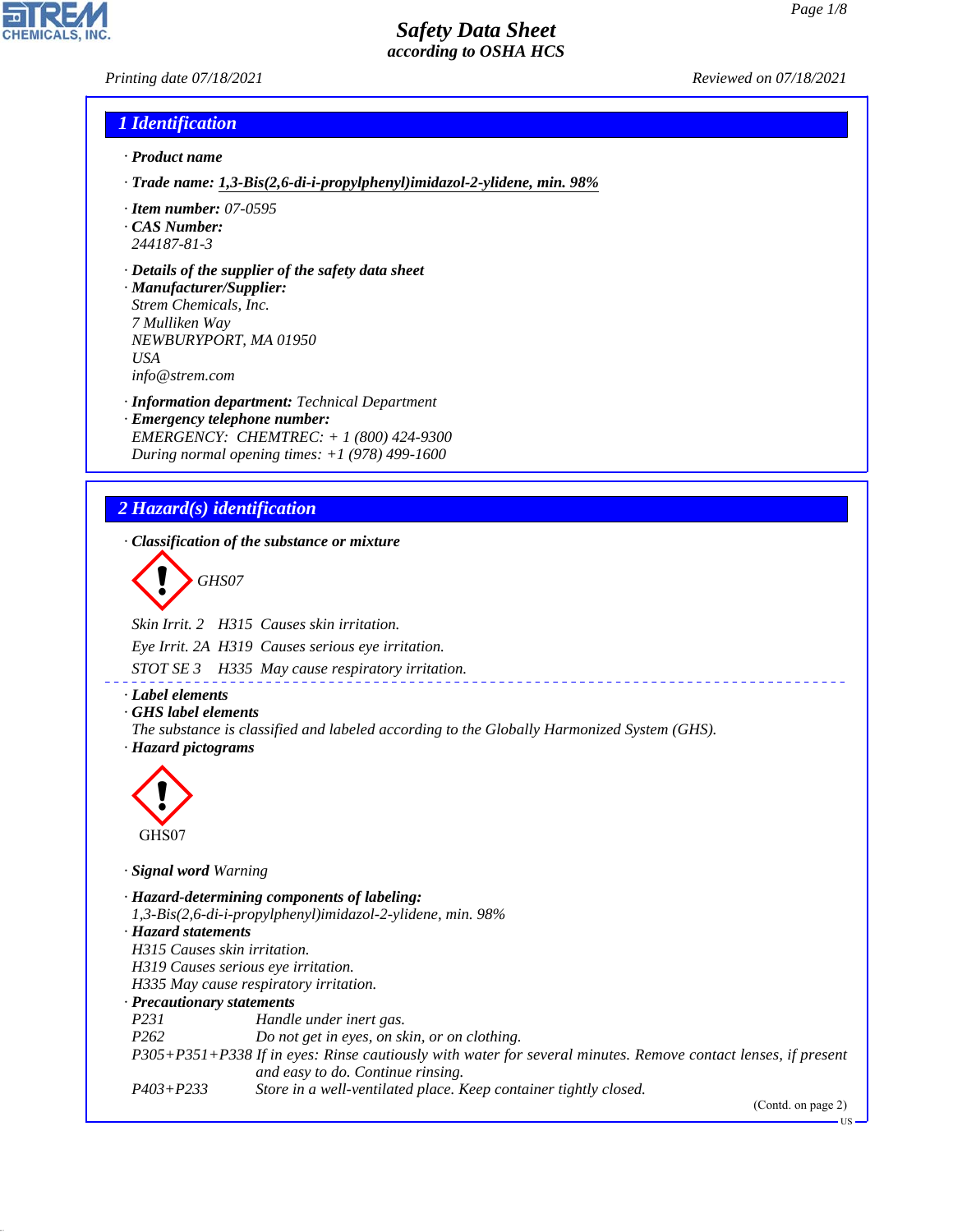# Safety Data Sheet
*according to OSHA HCS*

*Printing date 07/18/2021* | *Reviewed on 07/18/2021*

## 1 Identification

· **Product name**

· **Trade name:** **1,3-Bis(2,6-di-i-propylphenyl)imidazol-2-ylidene, min. 98%**

· **Item number:** 07-0595

· **CAS Number:**
244187-81-3

· **Details of the supplier of the safety data sheet**

· **Manufacturer/Supplier:**
Strem Chemicals, Inc.
7 Mulliken Way
NEWBURYPORT, MA 01950
USA
info@strem.com

· **Information department:** Technical Department

· **Emergency telephone number:**
EMERGENCY: CHEMTREC: + 1 (800) 424-9300
During normal opening times: +1 (978) 499-1600

## 2 Hazard(s) identification

· **Classification of the substance or mixture**

GHS07

Skin Irrit. 2 H315 Causes skin irritation.

Eye Irrit. 2A H319 Causes serious eye irritation.

STOT SE 3 H335 May cause respiratory irritation.

· **Label elements**

· **GHS label elements**
The substance is classified and labeled according to the Globally Harmonized System (GHS).

· **Hazard pictograms**

GHS07

· **Signal word** Warning

· **Hazard-determining components of labeling:**
1,3-Bis(2,6-di-i-propylphenyl)imidazol-2-ylidene, min. 98%

· **Hazard statements**
H315 Causes skin irritation.
H319 Causes serious eye irritation.
H335 May cause respiratory irritation.

· **Precautionary statements**

| | |
|---|---|
| P231 | Handle under inert gas. |
| P262 | Do not get in eyes, on skin, or on clothing. |
| P305+P351+P338 | If in eyes: Rinse cautiously with water for several minutes. Remove contact lenses, if present and easy to do. Continue rinsing. |
| P403+P233 | Store in a well-ventilated place. Keep container tightly closed. |

(Contd. on page 2)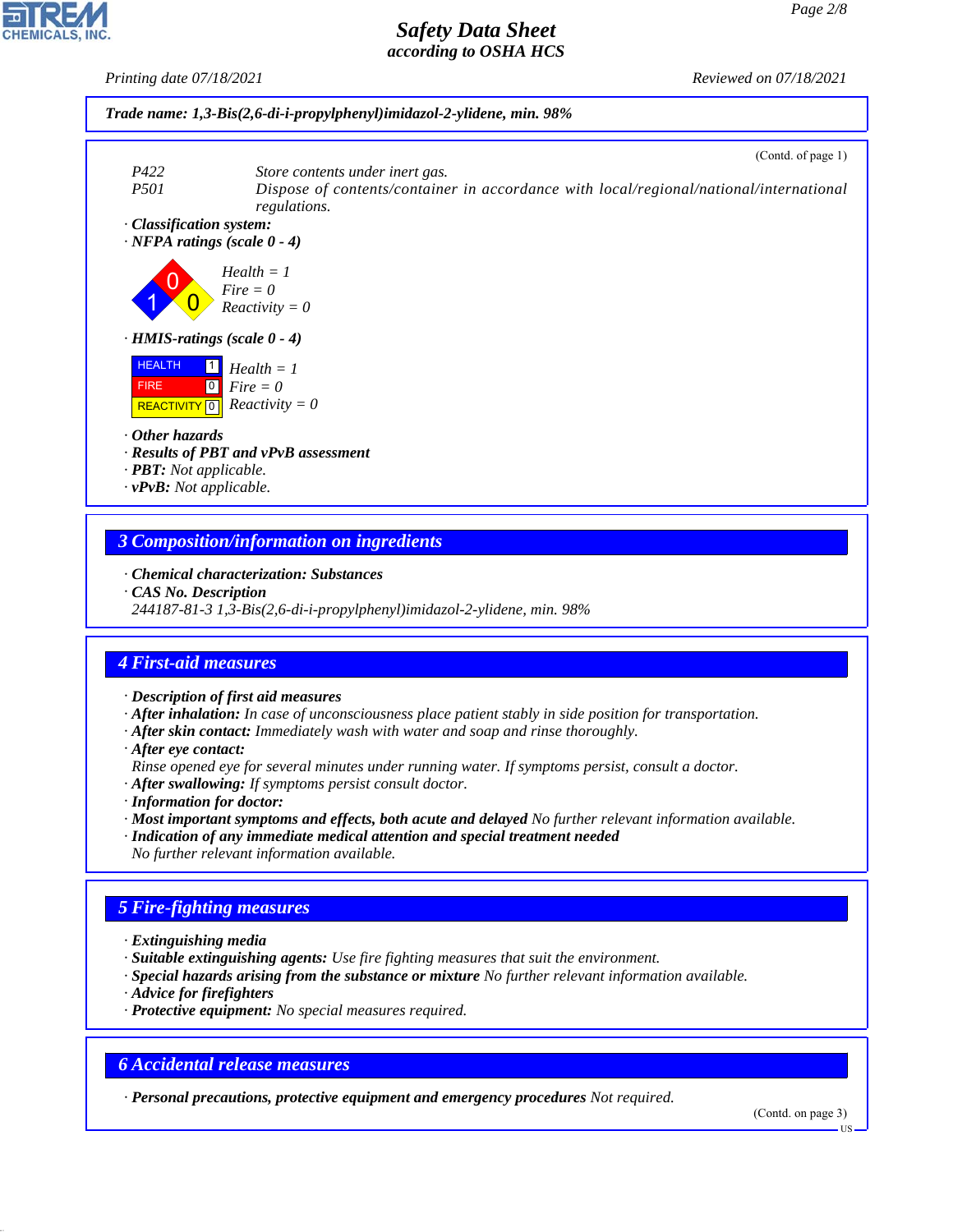**Trade name: 1,3-Bis(2,6-di-i-propylphenyl)imidazol-2-ylidene, min. 98%**

(Contd. of page 1)

P422 Store contents under inert gas.
P501 Dispose of contents/container in accordance with local/regional/national/international regulations.

· **Classification system:**
· **NFPA ratings (scale 0 - 4)**

Health = 1
Fire = 0
Reactivity = 0

· **HMIS-ratings (scale 0 - 4)**

| | | |
|---|---|---|
| HEALTH | 1 | Health = 1 |
| FIRE | 0 | Fire = 0 |
| REACTIVITY | 0 | Reactivity = 0 |

· **Other hazards**
· **Results of PBT and vPvB assessment**
· **PBT:** Not applicable.
· **vPvB:** Not applicable.

## 3 Composition/information on ingredients

· **Chemical characterization: Substances**
· **CAS No. Description**
244187-81-3 1,3-Bis(2,6-di-i-propylphenyl)imidazol-2-ylidene, min. 98%

## 4 First-aid measures

· **Description of first aid measures**
· **After inhalation:** In case of unconsciousness place patient stably in side position for transportation.
· **After skin contact:** Immediately wash with water and soap and rinse thoroughly.
· **After eye contact:**
Rinse opened eye for several minutes under running water. If symptoms persist, consult a doctor.
· **After swallowing:** If symptoms persist consult doctor.
· **Information for doctor:**
· **Most important symptoms and effects, both acute and delayed** No further relevant information available.
· **Indication of any immediate medical attention and special treatment needed**
No further relevant information available.

## 5 Fire-fighting measures

· **Extinguishing media**
· **Suitable extinguishing agents:** Use fire fighting measures that suit the environment.
· **Special hazards arising from the substance or mixture** No further relevant information available.
· **Advice for firefighters**
· **Protective equipment:** No special measures required.

## 6 Accidental release measures

· **Personal precautions, protective equipment and emergency procedures** Not required.

(Contd. on page 3)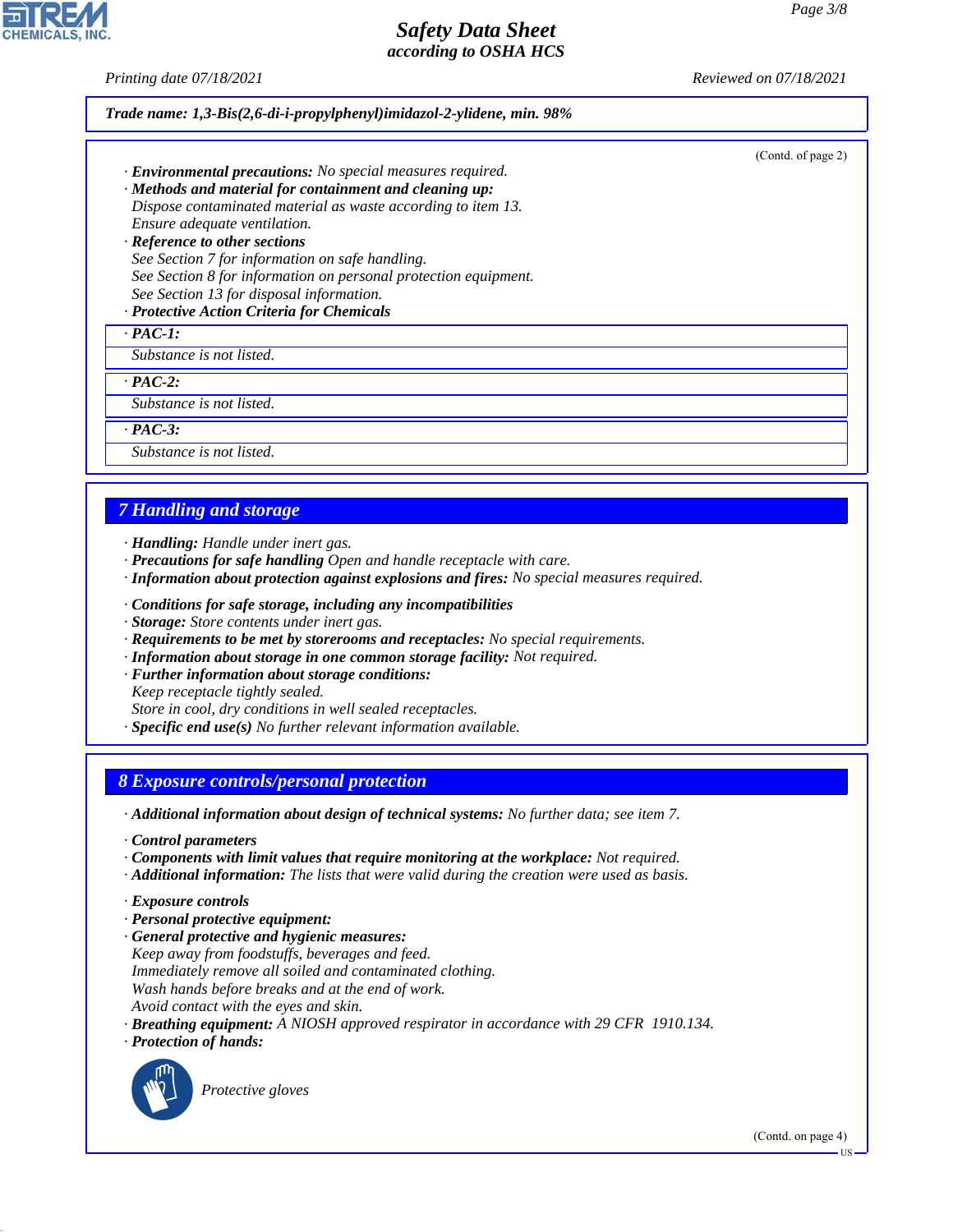*Trade name: 1,3-Bis(2,6-di-i-propylphenyl)imidazol-2-ylidene, min. 98%*

(Contd. of page 2)

· **Environmental precautions:** No special measures required.
· **Methods and material for containment and cleaning up:**
Dispose contaminated material as waste according to item 13.
Ensure adequate ventilation.
· **Reference to other sections**
See Section 7 for information on safe handling.
See Section 8 for information on personal protection equipment.
See Section 13 for disposal information.
· **Protective Action Criteria for Chemicals**

· **PAC-1:**
Substance is not listed.

· **PAC-2:**
Substance is not listed.

· **PAC-3:**
Substance is not listed.

## 7 Handling and storage

· **Handling:** Handle under inert gas.
· **Precautions for safe handling** Open and handle receptacle with care.
· **Information about protection against explosions and fires:** No special measures required.

· **Conditions for safe storage, including any incompatibilities**
· **Storage:** Store contents under inert gas.
· **Requirements to be met by storerooms and receptacles:** No special requirements.
· **Information about storage in one common storage facility:** Not required.
· **Further information about storage conditions:**
Keep receptacle tightly sealed.
Store in cool, dry conditions in well sealed receptacles.
· **Specific end use(s)** No further relevant information available.

## 8 Exposure controls/personal protection

· **Additional information about design of technical systems:** No further data; see item 7.

· **Control parameters**
· **Components with limit values that require monitoring at the workplace:** Not required.
· **Additional information:** The lists that were valid during the creation were used as basis.

· **Exposure controls**
· **Personal protective equipment:**
· **General protective and hygienic measures:**
Keep away from foodstuffs, beverages and feed.
Immediately remove all soiled and contaminated clothing.
Wash hands before breaks and at the end of work.
Avoid contact with the eyes and skin.
· **Breathing equipment:** A NIOSH approved respirator in accordance with 29 CFR 1910.134.
· **Protection of hands:**

Protective gloves

(Contd. on page 4)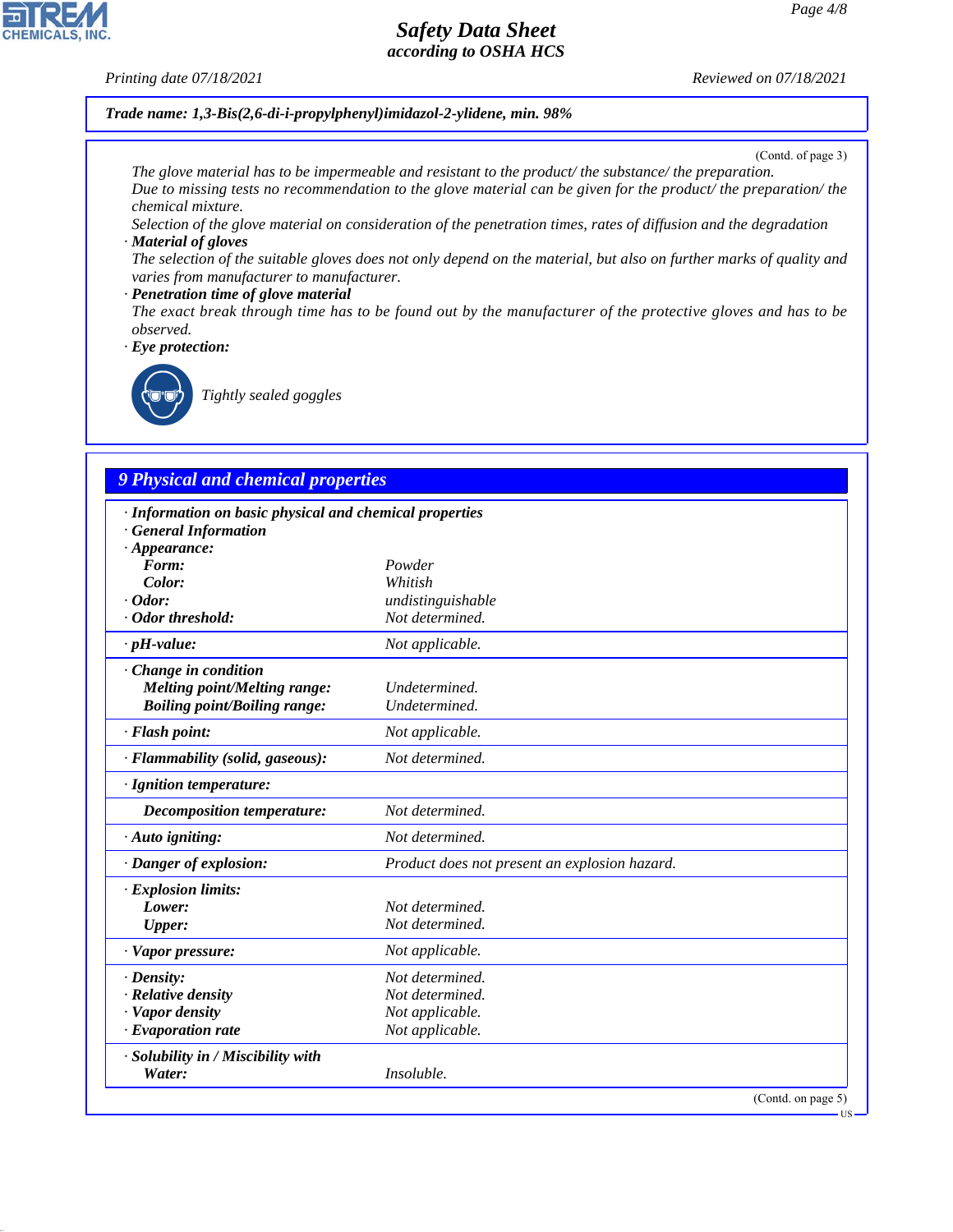**Trade name: 1,3-Bis(2,6-di-i-propylphenyl)imidazol-2-ylidene, min. 98%**

(Contd. of page 3)

The glove material has to be impermeable and resistant to the product/ the substance/ the preparation.
Due to missing tests no recommendation to the glove material can be given for the product/ the preparation/ the chemical mixture.
Selection of the glove material on consideration of the penetration times, rates of diffusion and the degradation

· **Material of gloves**
The selection of the suitable gloves does not only depend on the material, but also on further marks of quality and varies from manufacturer to manufacturer.

· **Penetration time of glove material**
The exact break through time has to be found out by the manufacturer of the protective gloves and has to be observed.

· **Eye protection:**
Tightly sealed goggles

## 9 Physical and chemical properties

· **Information on basic physical and chemical properties**
· **General Information**

| Property | Value |
|---|---|
| · **Appearance:** | |
| **Form:** | Powder |
| **Color:** | Whitish |
| · **Odor:** | undistinguishable |
| · **Odor threshold:** | Not determined. |
| · **pH-value:** | Not applicable. |
| · **Change in condition** | |
| **Melting point/Melting range:** | Undetermined. |
| **Boiling point/Boiling range:** | Undetermined. |
| · **Flash point:** | Not applicable. |
| · **Flammability (solid, gaseous):** | Not determined. |
| · **Ignition temperature:** | |
| **Decomposition temperature:** | Not determined. |
| · **Auto igniting:** | Not determined. |
| · **Danger of explosion:** | Product does not present an explosion hazard. |
| · **Explosion limits:** | |
| **Lower:** | Not determined. |
| **Upper:** | Not determined. |
| · **Vapor pressure:** | Not applicable. |
| · **Density:** | Not determined. |
| · **Relative density** | Not determined. |
| · **Vapor density** | Not applicable. |
| · **Evaporation rate** | Not applicable. |
| · **Solubility in / Miscibility with** | |
| **Water:** | Insoluble. |

(Contd. on page 5)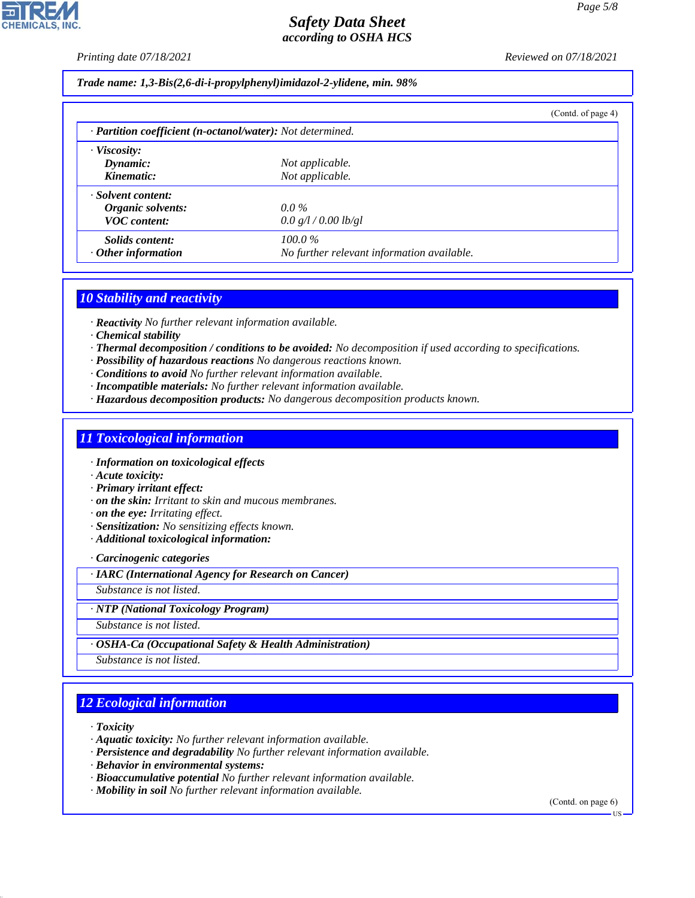**Trade name: 1,3-Bis(2,6-di-i-propylphenyl)imidazol-2-ylidene, min. 98%**

(Contd. of page 4)

· **Partition coefficient (n-octanol/water):** Not determined.

· **Viscosity:**

| | |
|---|---|
| **Dynamic:** | Not applicable. |
| **Kinematic:** | Not applicable. |

· **Solvent content:**

| | |
|---|---|
| **Organic solvents:** | 0.0 % |
| **VOC content:** | 0.0 g/l / 0.00 lb/gl |
| **Solids content:** | 100.0 % |
| · **Other information** | No further relevant information available. |

## 10 Stability and reactivity

· **Reactivity** No further relevant information available.
· **Chemical stability**
· **Thermal decomposition / conditions to be avoided:** No decomposition if used according to specifications.
· **Possibility of hazardous reactions** No dangerous reactions known.
· **Conditions to avoid** No further relevant information available.
· **Incompatible materials:** No further relevant information available.
· **Hazardous decomposition products:** No dangerous decomposition products known.

## 11 Toxicological information

· **Information on toxicological effects**
· **Acute toxicity:**
· **Primary irritant effect:**
· **on the skin:** Irritant to skin and mucous membranes.
· **on the eye:** Irritating effect.
· **Sensitization:** No sensitizing effects known.
· **Additional toxicological information:**

· **Carcinogenic categories**

· **IARC (International Agency for Research on Cancer)**

Substance is not listed.

· **NTP (National Toxicology Program)**

Substance is not listed.

· **OSHA-Ca (Occupational Safety & Health Administration)**

Substance is not listed.

## 12 Ecological information

· **Toxicity**
· **Aquatic toxicity:** No further relevant information available.
· **Persistence and degradability** No further relevant information available.
· **Behavior in environmental systems:**
· **Bioaccumulative potential** No further relevant information available.
· **Mobility in soil** No further relevant information available.

(Contd. on page 6)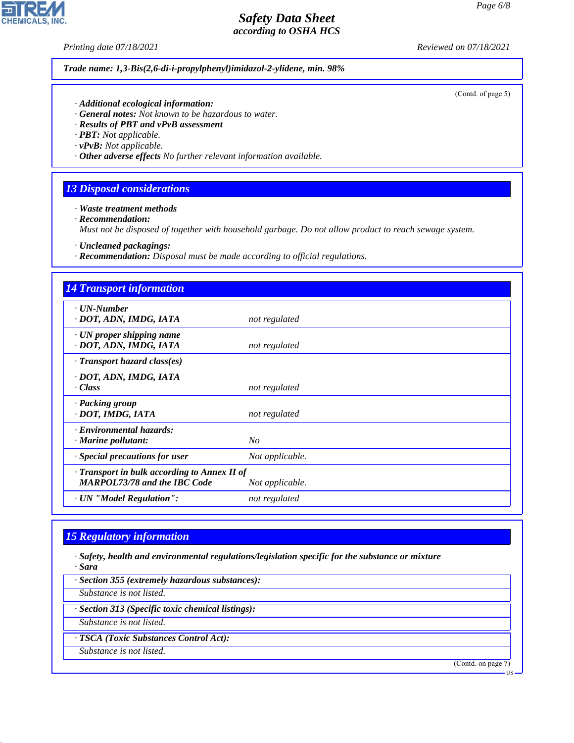Trade name: 1,3-Bis(2,6-di-i-propylphenyl)imidazol-2-ylidene, min. 98%

(Contd. of page 5)

· **Additional ecological information:**
· **General notes:** Not known to be hazardous to water.
· **Results of PBT and vPvB assessment**
· **PBT:** Not applicable.
· **vPvB:** Not applicable.
· **Other adverse effects** No further relevant information available.

## 13 Disposal considerations

· **Waste treatment methods**
· **Recommendation:**
Must not be disposed of together with household garbage. Do not allow product to reach sewage system.

· **Uncleaned packagings:**
· **Recommendation:** Disposal must be made according to official regulations.

## 14 Transport information

| | |
|---|---|
| · **UN-Number**<br>· **DOT, ADN, IMDG, IATA** | not regulated |
| · **UN proper shipping name**<br>· **DOT, ADN, IMDG, IATA** | not regulated |
| · **Transport hazard class(es)**<br>· **DOT, ADN, IMDG, IATA**<br>· **Class** | not regulated |
| · **Packing group**<br>· **DOT, IMDG, IATA** | not regulated |
| · **Environmental hazards:**<br>· **Marine pollutant:** | No |
| · **Special precautions for user** | Not applicable. |
| · **Transport in bulk according to Annex II of MARPOL73/78 and the IBC Code** | Not applicable. |
| · **UN "Model Regulation":** | not regulated |

## 15 Regulatory information

· **Safety, health and environmental regulations/legislation specific for the substance or mixture**
· **Sara**

· **Section 355 (extremely hazardous substances):**
Substance is not listed.

· **Section 313 (Specific toxic chemical listings):**
Substance is not listed.

· **TSCA (Toxic Substances Control Act):**
Substance is not listed.

(Contd. on page 7)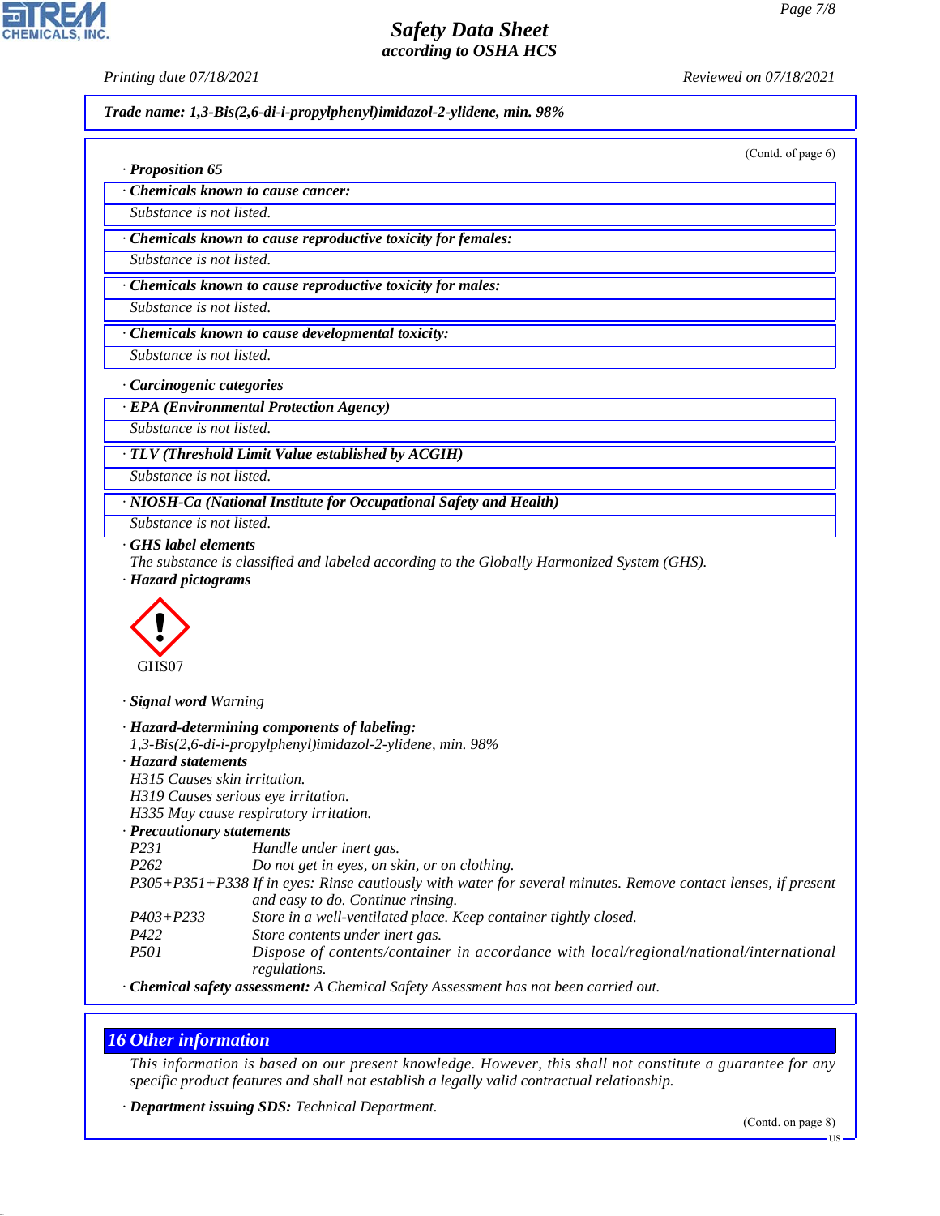**Trade name: 1,3-Bis(2,6-di-i-propylphenyl)imidazol-2-ylidene, min. 98%**

(Contd. of page 6)

· **Proposition 65**

· **Chemicals known to cause cancer:**

Substance is not listed.

· **Chemicals known to cause reproductive toxicity for females:**

Substance is not listed.

· **Chemicals known to cause reproductive toxicity for males:**

Substance is not listed.

· **Chemicals known to cause developmental toxicity:**

Substance is not listed.

· **Carcinogenic categories**

· **EPA (Environmental Protection Agency)**

Substance is not listed.

· **TLV (Threshold Limit Value established by ACGIH)**

Substance is not listed.

· **NIOSH-Ca (National Institute for Occupational Safety and Health)**

Substance is not listed.

· **GHS label elements**

The substance is classified and labeled according to the Globally Harmonized System (GHS).

· **Hazard pictograms**

GHS07

· **Signal word** Warning

· **Hazard-determining components of labeling:**

1,3-Bis(2,6-di-i-propylphenyl)imidazol-2-ylidene, min. 98%

· **Hazard statements**

H315 Causes skin irritation.
H319 Causes serious eye irritation.
H335 May cause respiratory irritation.

· **Precautionary statements**

| | |
|---|---|
| P231 | Handle under inert gas. |
| P262 | Do not get in eyes, on skin, or on clothing. |
| P305+P351+P338 | If in eyes: Rinse cautiously with water for several minutes. Remove contact lenses, if present and easy to do. Continue rinsing. |
| P403+P233 | Store in a well-ventilated place. Keep container tightly closed. |
| P422 | Store contents under inert gas. |
| P501 | Dispose of contents/container in accordance with local/regional/national/international regulations. |

· **Chemical safety assessment:** A Chemical Safety Assessment has not been carried out.

## 16 Other information

This information is based on our present knowledge. However, this shall not constitute a guarantee for any specific product features and shall not establish a legally valid contractual relationship.

· **Department issuing SDS:** Technical Department.

(Contd. on page 8)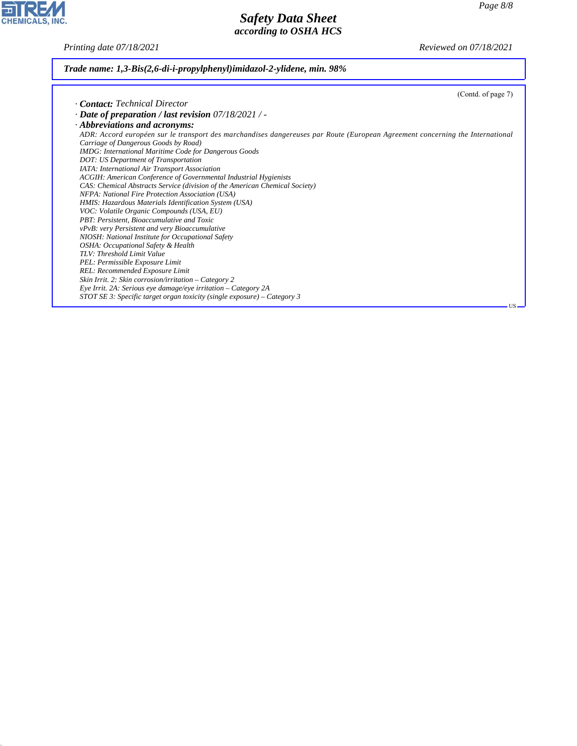**Trade name: 1,3-Bis(2,6-di-i-propylphenyl)imidazol-2-ylidene, min. 98%**

(Contd. of page 7)

· **Contact:** Technical Director
· **Date of preparation / last revision** 07/18/2021 / -
· **Abbreviations and acronyms:**
ADR: Accord européen sur le transport des marchandises dangereuses par Route (European Agreement concerning the International Carriage of Dangerous Goods by Road)
IMDG: International Maritime Code for Dangerous Goods
DOT: US Department of Transportation
IATA: International Air Transport Association
ACGIH: American Conference of Governmental Industrial Hygienists
CAS: Chemical Abstracts Service (division of the American Chemical Society)
NFPA: National Fire Protection Association (USA)
HMIS: Hazardous Materials Identification System (USA)
VOC: Volatile Organic Compounds (USA, EU)
PBT: Persistent, Bioaccumulative and Toxic
vPvB: very Persistent and very Bioaccumulative
NIOSH: National Institute for Occupational Safety
OSHA: Occupational Safety & Health
TLV: Threshold Limit Value
PEL: Permissible Exposure Limit
REL: Recommended Exposure Limit
Skin Irrit. 2: Skin corrosion/irritation – Category 2
Eye Irrit. 2A: Serious eye damage/eye irritation – Category 2A
STOT SE 3: Specific target organ toxicity (single exposure) – Category 3